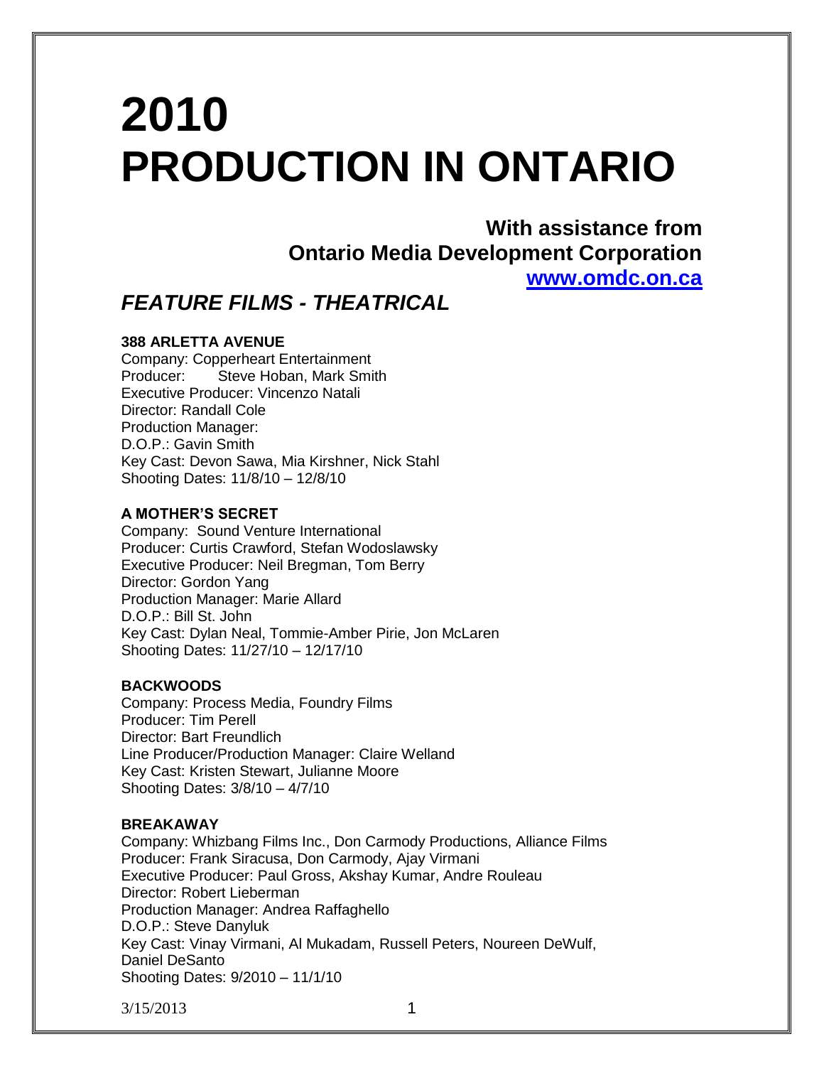# 2010 PRODUCTION IN ONTARIO

**With assistance from Ontario Media Development Corporation**
**www.omdc.on.ca**

## *FEATURE FILMS - THEATRICAL*

**388 ARLETTA AVENUE**
Company: Copperheart Entertainment
Producer: Steve Hoban, Mark Smith
Executive Producer: Vincenzo Natali
Director: Randall Cole
Production Manager:
D.O.P.: Gavin Smith
Key Cast: Devon Sawa, Mia Kirshner, Nick Stahl
Shooting Dates: 11/8/10 – 12/8/10

**A MOTHER'S SECRET**
Company: Sound Venture International
Producer: Curtis Crawford, Stefan Wodoslawsky
Executive Producer: Neil Bregman, Tom Berry
Director: Gordon Yang
Production Manager: Marie Allard
D.O.P.: Bill St. John
Key Cast: Dylan Neal, Tommie-Amber Pirie, Jon McLaren
Shooting Dates: 11/27/10 – 12/17/10

**BACKWOODS**
Company: Process Media, Foundry Films
Producer: Tim Perell
Director: Bart Freundlich
Line Producer/Production Manager: Claire Welland
Key Cast: Kristen Stewart, Julianne Moore
Shooting Dates: 3/8/10 – 4/7/10

**BREAKAWAY**
Company: Whizbang Films Inc., Don Carmody Productions, Alliance Films
Producer: Frank Siracusa, Don Carmody, Ajay Virmani
Executive Producer: Paul Gross, Akshay Kumar, Andre Rouleau
Director: Robert Lieberman
Production Manager: Andrea Raffaghello
D.O.P.: Steve Danyluk
Key Cast: Vinay Virmani, Al Mukadam, Russell Peters, Noureen DeWulf, Daniel DeSanto
Shooting Dates: 9/2010 – 11/1/10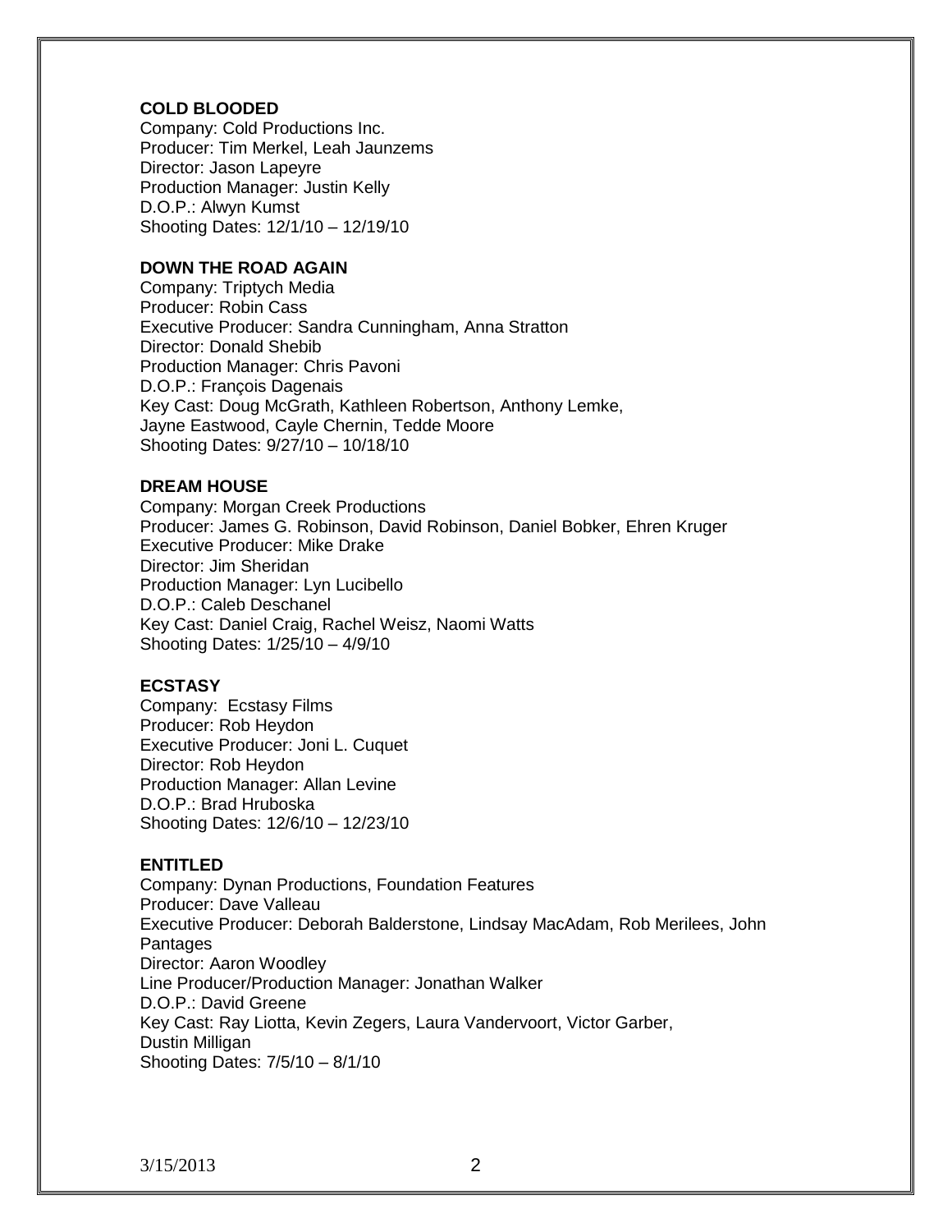**COLD BLOODED**
Company: Cold Productions Inc.
Producer: Tim Merkel, Leah Jaunzems
Director: Jason Lapeyre
Production Manager: Justin Kelly
D.O.P.: Alwyn Kumst
Shooting Dates: 12/1/10 – 12/19/10

**DOWN THE ROAD AGAIN**
Company: Triptych Media
Producer: Robin Cass
Executive Producer: Sandra Cunningham, Anna Stratton
Director: Donald Shebib
Production Manager: Chris Pavoni
D.O.P.: François Dagenais
Key Cast: Doug McGrath, Kathleen Robertson, Anthony Lemke, Jayne Eastwood, Cayle Chernin, Tedde Moore
Shooting Dates: 9/27/10 – 10/18/10

**DREAM HOUSE**
Company: Morgan Creek Productions
Producer: James G. Robinson, David Robinson, Daniel Bobker, Ehren Kruger
Executive Producer: Mike Drake
Director: Jim Sheridan
Production Manager: Lyn Lucibello
D.O.P.: Caleb Deschanel
Key Cast: Daniel Craig, Rachel Weisz, Naomi Watts
Shooting Dates: 1/25/10 – 4/9/10

**ECSTASY**
Company: Ecstasy Films
Producer: Rob Heydon
Executive Producer: Joni L. Cuquet
Director: Rob Heydon
Production Manager: Allan Levine
D.O.P.: Brad Hruboska
Shooting Dates: 12/6/10 – 12/23/10

**ENTITLED**
Company: Dynan Productions, Foundation Features
Producer: Dave Valleau
Executive Producer: Deborah Balderstone, Lindsay MacAdam, Rob Merilees, John Pantages
Director: Aaron Woodley
Line Producer/Production Manager: Jonathan Walker
D.O.P.: David Greene
Key Cast: Ray Liotta, Kevin Zegers, Laura Vandervoort, Victor Garber, Dustin Milligan
Shooting Dates: 7/5/10 – 8/1/10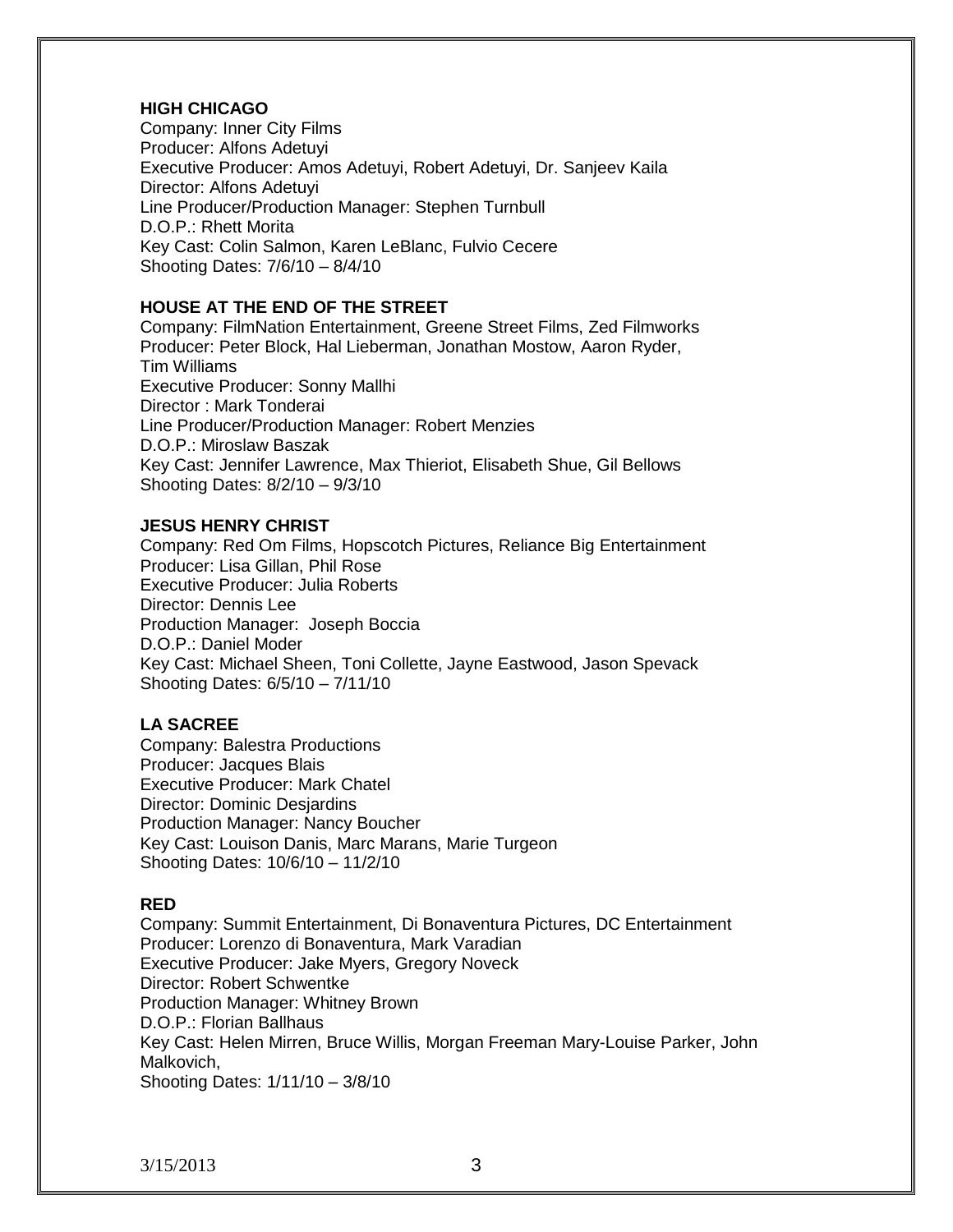**HIGH CHICAGO**
Company: Inner City Films
Producer: Alfons Adetuyi
Executive Producer: Amos Adetuyi, Robert Adetuyi, Dr. Sanjeev Kaila
Director: Alfons Adetuyi
Line Producer/Production Manager: Stephen Turnbull
D.O.P.: Rhett Morita
Key Cast: Colin Salmon, Karen LeBlanc, Fulvio Cecere
Shooting Dates: 7/6/10 – 8/4/10

**HOUSE AT THE END OF THE STREET**
Company: FilmNation Entertainment, Greene Street Films, Zed Filmworks
Producer: Peter Block, Hal Lieberman, Jonathan Mostow, Aaron Ryder, Tim Williams
Executive Producer: Sonny Mallhi
Director : Mark Tonderai
Line Producer/Production Manager: Robert Menzies
D.O.P.: Miroslaw Baszak
Key Cast: Jennifer Lawrence, Max Thieriot, Elisabeth Shue, Gil Bellows
Shooting Dates: 8/2/10 – 9/3/10

**JESUS HENRY CHRIST**
Company: Red Om Films, Hopscotch Pictures, Reliance Big Entertainment
Producer: Lisa Gillan, Phil Rose
Executive Producer: Julia Roberts
Director: Dennis Lee
Production Manager: Joseph Boccia
D.O.P.: Daniel Moder
Key Cast: Michael Sheen, Toni Collette, Jayne Eastwood, Jason Spevack
Shooting Dates: 6/5/10 – 7/11/10

**LA SACREE**
Company: Balestra Productions
Producer: Jacques Blais
Executive Producer: Mark Chatel
Director: Dominic Desjardins
Production Manager: Nancy Boucher
Key Cast: Louison Danis, Marc Marans, Marie Turgeon
Shooting Dates: 10/6/10 – 11/2/10

**RED**
Company: Summit Entertainment, Di Bonaventura Pictures, DC Entertainment
Producer: Lorenzo di Bonaventura, Mark Varadian
Executive Producer: Jake Myers, Gregory Noveck
Director: Robert Schwentke
Production Manager: Whitney Brown
D.O.P.: Florian Ballhaus
Key Cast: Helen Mirren, Bruce Willis, Morgan Freeman Mary-Louise Parker, John Malkovich,
Shooting Dates: 1/11/10 – 3/8/10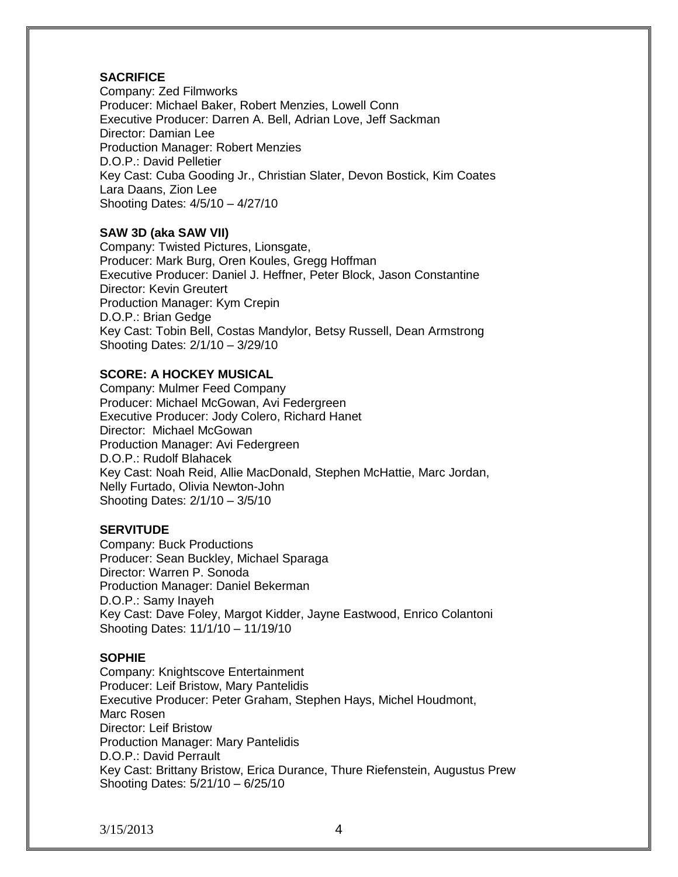**SACRIFICE**
Company: Zed Filmworks
Producer: Michael Baker, Robert Menzies, Lowell Conn
Executive Producer: Darren A. Bell, Adrian Love, Jeff Sackman
Director: Damian Lee
Production Manager: Robert Menzies
D.O.P.: David Pelletier
Key Cast: Cuba Gooding Jr., Christian Slater, Devon Bostick, Kim Coates
Lara Daans, Zion Lee
Shooting Dates: 4/5/10 – 4/27/10

**SAW 3D (aka SAW VII)**
Company: Twisted Pictures, Lionsgate,
Producer: Mark Burg, Oren Koules, Gregg Hoffman
Executive Producer: Daniel J. Heffner, Peter Block, Jason Constantine
Director: Kevin Greutert
Production Manager: Kym Crepin
D.O.P.: Brian Gedge
Key Cast: Tobin Bell, Costas Mandylor, Betsy Russell, Dean Armstrong
Shooting Dates: 2/1/10 – 3/29/10

**SCORE: A HOCKEY MUSICAL**
Company: Mulmer Feed Company
Producer: Michael McGowan, Avi Federgreen
Executive Producer: Jody Colero, Richard Hanet
Director: Michael McGowan
Production Manager: Avi Federgreen
D.O.P.: Rudolf Blahacek
Key Cast: Noah Reid, Allie MacDonald, Stephen McHattie, Marc Jordan,
Nelly Furtado, Olivia Newton-John
Shooting Dates: 2/1/10 – 3/5/10

**SERVITUDE**
Company: Buck Productions
Producer: Sean Buckley, Michael Sparaga
Director: Warren P. Sonoda
Production Manager: Daniel Bekerman
D.O.P.: Samy Inayeh
Key Cast: Dave Foley, Margot Kidder, Jayne Eastwood, Enrico Colantoni
Shooting Dates: 11/1/10 – 11/19/10

**SOPHIE**
Company: Knightscove Entertainment
Producer: Leif Bristow, Mary Pantelidis
Executive Producer: Peter Graham, Stephen Hays, Michel Houdmont,
Marc Rosen
Director: Leif Bristow
Production Manager: Mary Pantelidis
D.O.P.: David Perrault
Key Cast: Brittany Bristow, Erica Durance, Thure Riefenstein, Augustus Prew
Shooting Dates: 5/21/10 – 6/25/10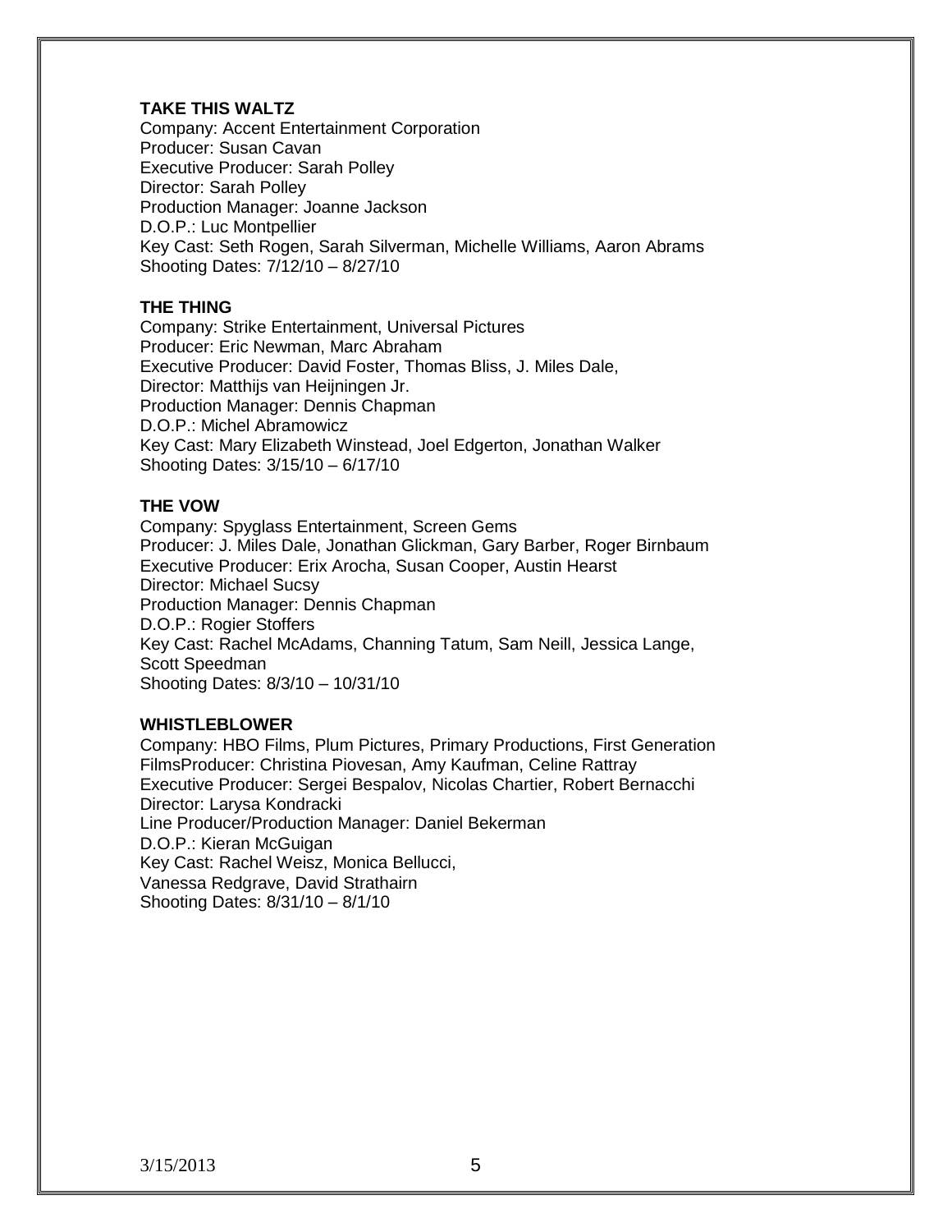**TAKE THIS WALTZ**
Company: Accent Entertainment Corporation
Producer: Susan Cavan
Executive Producer: Sarah Polley
Director: Sarah Polley
Production Manager: Joanne Jackson
D.O.P.: Luc Montpellier
Key Cast: Seth Rogen, Sarah Silverman, Michelle Williams, Aaron Abrams
Shooting Dates: 7/12/10 – 8/27/10

**THE THING**
Company: Strike Entertainment, Universal Pictures
Producer: Eric Newman, Marc Abraham
Executive Producer: David Foster, Thomas Bliss, J. Miles Dale,
Director: Matthijs van Heijningen Jr.
Production Manager: Dennis Chapman
D.O.P.: Michel Abramowicz
Key Cast: Mary Elizabeth Winstead, Joel Edgerton, Jonathan Walker
Shooting Dates: 3/15/10 – 6/17/10

**THE VOW**
Company: Spyglass Entertainment, Screen Gems
Producer: J. Miles Dale, Jonathan Glickman, Gary Barber, Roger Birnbaum
Executive Producer: Erix Arocha, Susan Cooper, Austin Hearst
Director: Michael Sucsy
Production Manager: Dennis Chapman
D.O.P.: Rogier Stoffers
Key Cast: Rachel McAdams, Channing Tatum, Sam Neill, Jessica Lange, Scott Speedman
Shooting Dates: 8/3/10 – 10/31/10

**WHISTLEBLOWER**
Company: HBO Films, Plum Pictures, Primary Productions, First Generation FilmsProducer: Christina Piovesan, Amy Kaufman, Celine Rattray
Executive Producer: Sergei Bespalov, Nicolas Chartier, Robert Bernacchi
Director: Larysa Kondracki
Line Producer/Production Manager: Daniel Bekerman
D.O.P.: Kieran McGuigan
Key Cast: Rachel Weisz, Monica Bellucci,
Vanessa Redgrave, David Strathairn
Shooting Dates: 8/31/10 – 8/1/10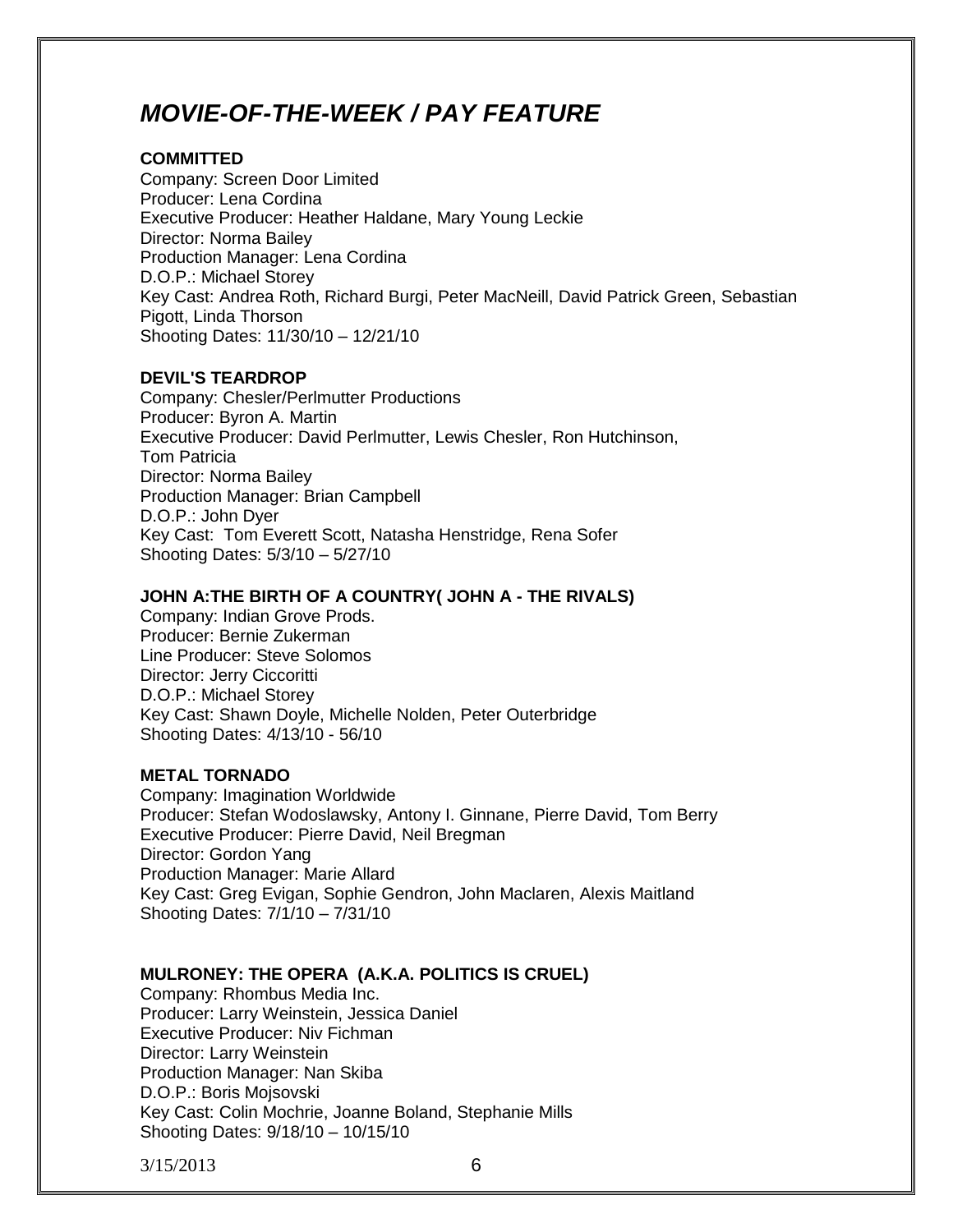# *MOVIE-OF-THE-WEEK / PAY FEATURE*

**COMMITTED**
Company: Screen Door Limited
Producer: Lena Cordina
Executive Producer: Heather Haldane, Mary Young Leckie
Director: Norma Bailey
Production Manager: Lena Cordina
D.O.P.: Michael Storey
Key Cast: Andrea Roth, Richard Burgi, Peter MacNeill, David Patrick Green, Sebastian Pigott, Linda Thorson
Shooting Dates: 11/30/10 – 12/21/10

**DEVIL'S TEARDROP**
Company: Chesler/Perlmutter Productions
Producer: Byron A. Martin
Executive Producer: David Perlmutter, Lewis Chesler, Ron Hutchinson, Tom Patricia
Director: Norma Bailey
Production Manager: Brian Campbell
D.O.P.: John Dyer
Key Cast: Tom Everett Scott, Natasha Henstridge, Rena Sofer
Shooting Dates: 5/3/10 – 5/27/10

**JOHN A:THE BIRTH OF A COUNTRY( JOHN A - THE RIVALS)**
Company: Indian Grove Prods.
Producer: Bernie Zukerman
Line Producer: Steve Solomos
Director: Jerry Ciccoritti
D.O.P.: Michael Storey
Key Cast: Shawn Doyle, Michelle Nolden, Peter Outerbridge
Shooting Dates: 4/13/10 - 56/10

**METAL TORNADO**
Company: Imagination Worldwide
Producer: Stefan Wodoslawsky, Antony I. Ginnane, Pierre David, Tom Berry
Executive Producer: Pierre David, Neil Bregman
Director: Gordon Yang
Production Manager: Marie Allard
Key Cast: Greg Evigan, Sophie Gendron, John Maclaren, Alexis Maitland
Shooting Dates: 7/1/10 – 7/31/10

**MULRONEY: THE OPERA (A.K.A. POLITICS IS CRUEL)**
Company: Rhombus Media Inc.
Producer: Larry Weinstein, Jessica Daniel
Executive Producer: Niv Fichman
Director: Larry Weinstein
Production Manager: Nan Skiba
D.O.P.: Boris Mojsovski
Key Cast: Colin Mochrie, Joanne Boland, Stephanie Mills
Shooting Dates: 9/18/10 – 10/15/10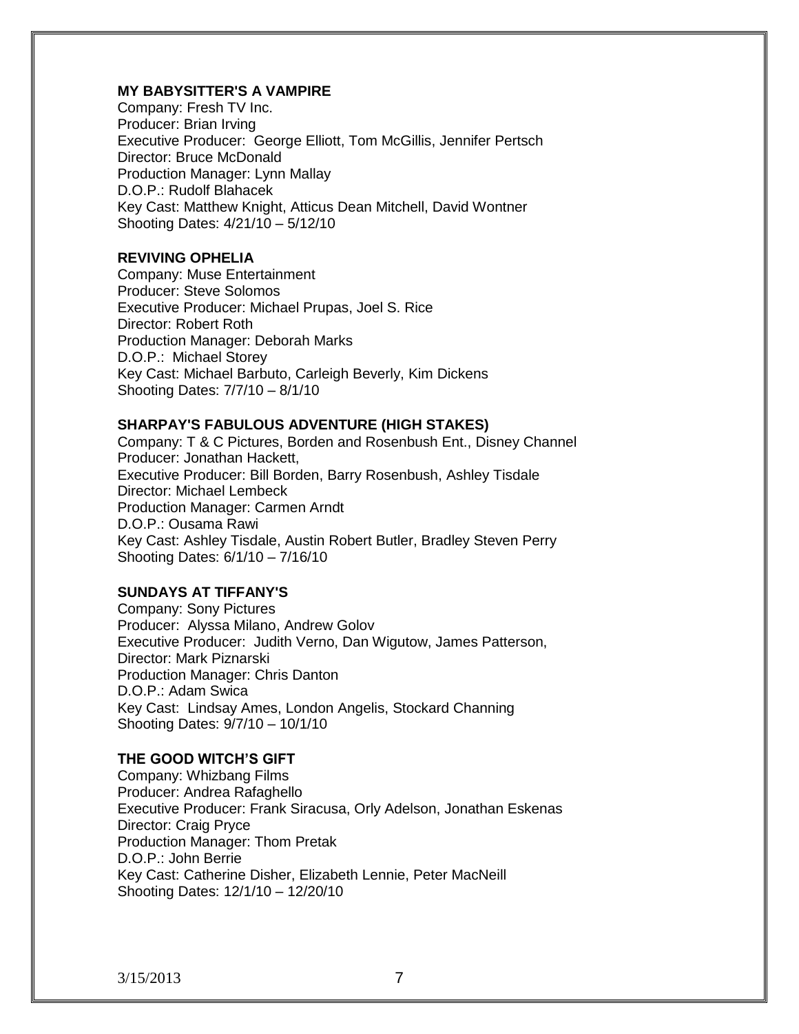**MY BABYSITTER'S A VAMPIRE**
Company: Fresh TV Inc.
Producer: Brian Irving
Executive Producer: George Elliott, Tom McGillis, Jennifer Pertsch
Director: Bruce McDonald
Production Manager: Lynn Mallay
D.O.P.: Rudolf Blahacek
Key Cast: Matthew Knight, Atticus Dean Mitchell, David Wontner
Shooting Dates: 4/21/10 – 5/12/10

**REVIVING OPHELIA**
Company: Muse Entertainment
Producer: Steve Solomos
Executive Producer: Michael Prupas, Joel S. Rice
Director: Robert Roth
Production Manager: Deborah Marks
D.O.P.: Michael Storey
Key Cast: Michael Barbuto, Carleigh Beverly, Kim Dickens
Shooting Dates: 7/7/10 – 8/1/10

**SHARPAY'S FABULOUS ADVENTURE (HIGH STAKES)**
Company: T & C Pictures, Borden and Rosenbush Ent., Disney Channel
Producer: Jonathan Hackett,
Executive Producer: Bill Borden, Barry Rosenbush, Ashley Tisdale
Director: Michael Lembeck
Production Manager: Carmen Arndt
D.O.P.: Ousama Rawi
Key Cast: Ashley Tisdale, Austin Robert Butler, Bradley Steven Perry
Shooting Dates: 6/1/10 – 7/16/10

**SUNDAYS AT TIFFANY'S**
Company: Sony Pictures
Producer: Alyssa Milano, Andrew Golov
Executive Producer: Judith Verno, Dan Wigutow, James Patterson,
Director: Mark Piznarski
Production Manager: Chris Danton
D.O.P.: Adam Swica
Key Cast: Lindsay Ames, London Angelis, Stockard Channing
Shooting Dates: 9/7/10 – 10/1/10

**THE GOOD WITCH'S GIFT**
Company: Whizbang Films
Producer: Andrea Rafaghello
Executive Producer: Frank Siracusa, Orly Adelson, Jonathan Eskenas
Director: Craig Pryce
Production Manager: Thom Pretak
D.O.P.: John Berrie
Key Cast: Catherine Disher, Elizabeth Lennie, Peter MacNeill
Shooting Dates: 12/1/10 – 12/20/10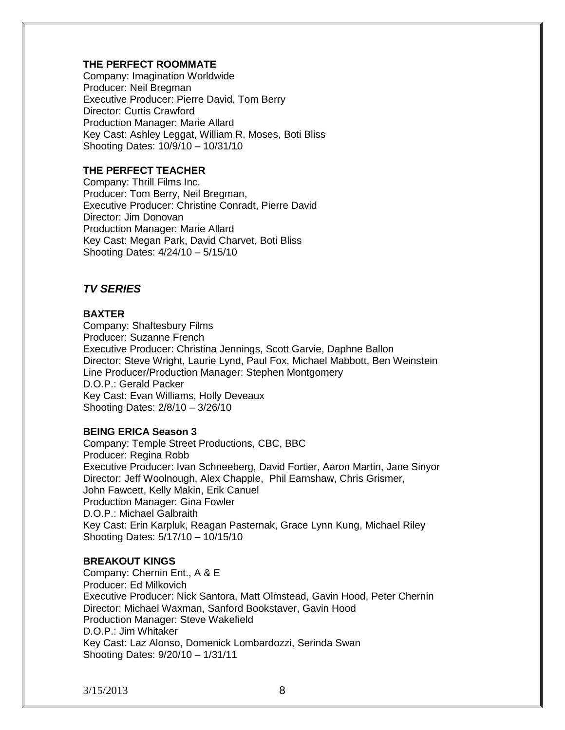**THE PERFECT ROOMMATE**
Company: Imagination Worldwide
Producer: Neil Bregman
Executive Producer: Pierre David, Tom Berry
Director: Curtis Crawford
Production Manager: Marie Allard
Key Cast: Ashley Leggat, William R. Moses, Boti Bliss
Shooting Dates: 10/9/10 – 10/31/10

**THE PERFECT TEACHER**
Company: Thrill Films Inc.
Producer: Tom Berry, Neil Bregman,
Executive Producer: Christine Conradt, Pierre David
Director: Jim Donovan
Production Manager: Marie Allard
Key Cast: Megan Park, David Charvet, Boti Bliss
Shooting Dates: 4/24/10 – 5/15/10

## ***TV SERIES***

**BAXTER**
Company: Shaftesbury Films
Producer: Suzanne French
Executive Producer: Christina Jennings, Scott Garvie, Daphne Ballon
Director: Steve Wright, Laurie Lynd, Paul Fox, Michael Mabbott, Ben Weinstein
Line Producer/Production Manager: Stephen Montgomery
D.O.P.: Gerald Packer
Key Cast: Evan Williams, Holly Deveaux
Shooting Dates: 2/8/10 – 3/26/10

**BEING ERICA Season 3**
Company: Temple Street Productions, CBC, BBC
Producer: Regina Robb
Executive Producer: Ivan Schneeberg, David Fortier, Aaron Martin, Jane Sinyor
Director: Jeff Woolnough, Alex Chapple, Phil Earnshaw, Chris Grismer,
John Fawcett, Kelly Makin, Erik Canuel
Production Manager: Gina Fowler
D.O.P.: Michael Galbraith
Key Cast: Erin Karpluk, Reagan Pasternak, Grace Lynn Kung, Michael Riley
Shooting Dates: 5/17/10 – 10/15/10

**BREAKOUT KINGS**
Company: Chernin Ent., A & E
Producer: Ed Milkovich
Executive Producer: Nick Santora, Matt Olmstead, Gavin Hood, Peter Chernin
Director: Michael Waxman, Sanford Bookstaver, Gavin Hood
Production Manager: Steve Wakefield
D.O.P.: Jim Whitaker
Key Cast: Laz Alonso, Domenick Lombardozzi, Serinda Swan
Shooting Dates: 9/20/10 – 1/31/11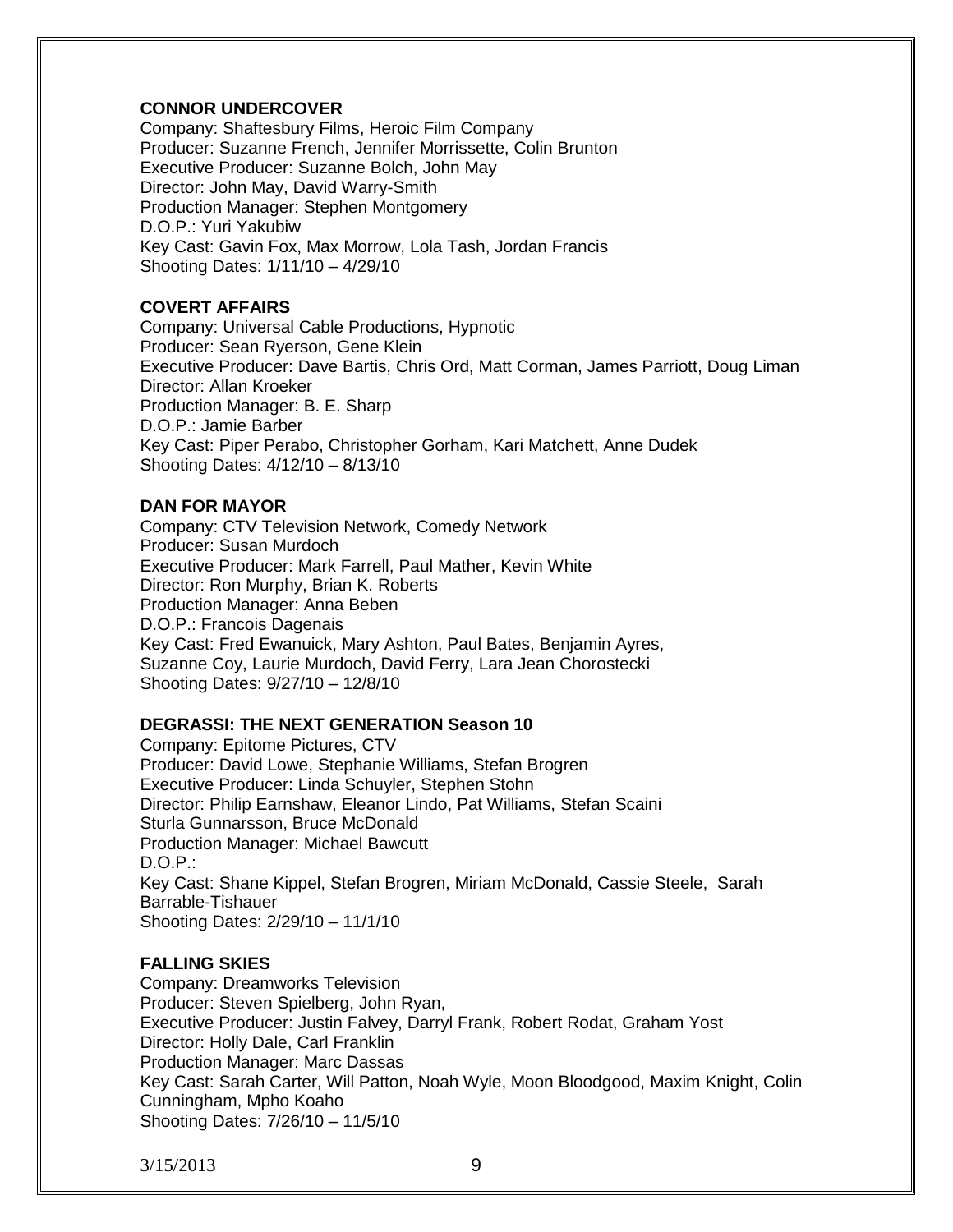**CONNOR UNDERCOVER**
Company: Shaftesbury Films, Heroic Film Company
Producer: Suzanne French, Jennifer Morrissette, Colin Brunton
Executive Producer: Suzanne Bolch, John May
Director: John May, David Warry-Smith
Production Manager: Stephen Montgomery
D.O.P.: Yuri Yakubiw
Key Cast: Gavin Fox, Max Morrow, Lola Tash, Jordan Francis
Shooting Dates: 1/11/10 – 4/29/10

**COVERT AFFAIRS**
Company: Universal Cable Productions, Hypnotic
Producer: Sean Ryerson, Gene Klein
Executive Producer: Dave Bartis, Chris Ord, Matt Corman, James Parriott, Doug Liman
Director: Allan Kroeker
Production Manager: B. E. Sharp
D.O.P.: Jamie Barber
Key Cast: Piper Perabo, Christopher Gorham, Kari Matchett, Anne Dudek
Shooting Dates: 4/12/10 – 8/13/10

**DAN FOR MAYOR**
Company: CTV Television Network, Comedy Network
Producer: Susan Murdoch
Executive Producer: Mark Farrell, Paul Mather, Kevin White
Director: Ron Murphy, Brian K. Roberts
Production Manager: Anna Beben
D.O.P.: Francois Dagenais
Key Cast: Fred Ewanuick, Mary Ashton, Paul Bates, Benjamin Ayres, Suzanne Coy, Laurie Murdoch, David Ferry, Lara Jean Chorostecki
Shooting Dates: 9/27/10 – 12/8/10

**DEGRASSI: THE NEXT GENERATION Season 10**
Company: Epitome Pictures, CTV
Producer: David Lowe, Stephanie Williams, Stefan Brogren
Executive Producer: Linda Schuyler, Stephen Stohn
Director: Philip Earnshaw, Eleanor Lindo, Pat Williams, Stefan Scaini Sturla Gunnarsson, Bruce McDonald
Production Manager: Michael Bawcutt
D.O.P.:
Key Cast: Shane Kippel, Stefan Brogren, Miriam McDonald, Cassie Steele, Sarah Barrable-Tishauer
Shooting Dates: 2/29/10 – 11/1/10

**FALLING SKIES**
Company: Dreamworks Television
Producer: Steven Spielberg, John Ryan,
Executive Producer: Justin Falvey, Darryl Frank, Robert Rodat, Graham Yost
Director: Holly Dale, Carl Franklin
Production Manager: Marc Dassas
Key Cast: Sarah Carter, Will Patton, Noah Wyle, Moon Bloodgood, Maxim Knight, Colin Cunningham, Mpho Koaho
Shooting Dates: 7/26/10 – 11/5/10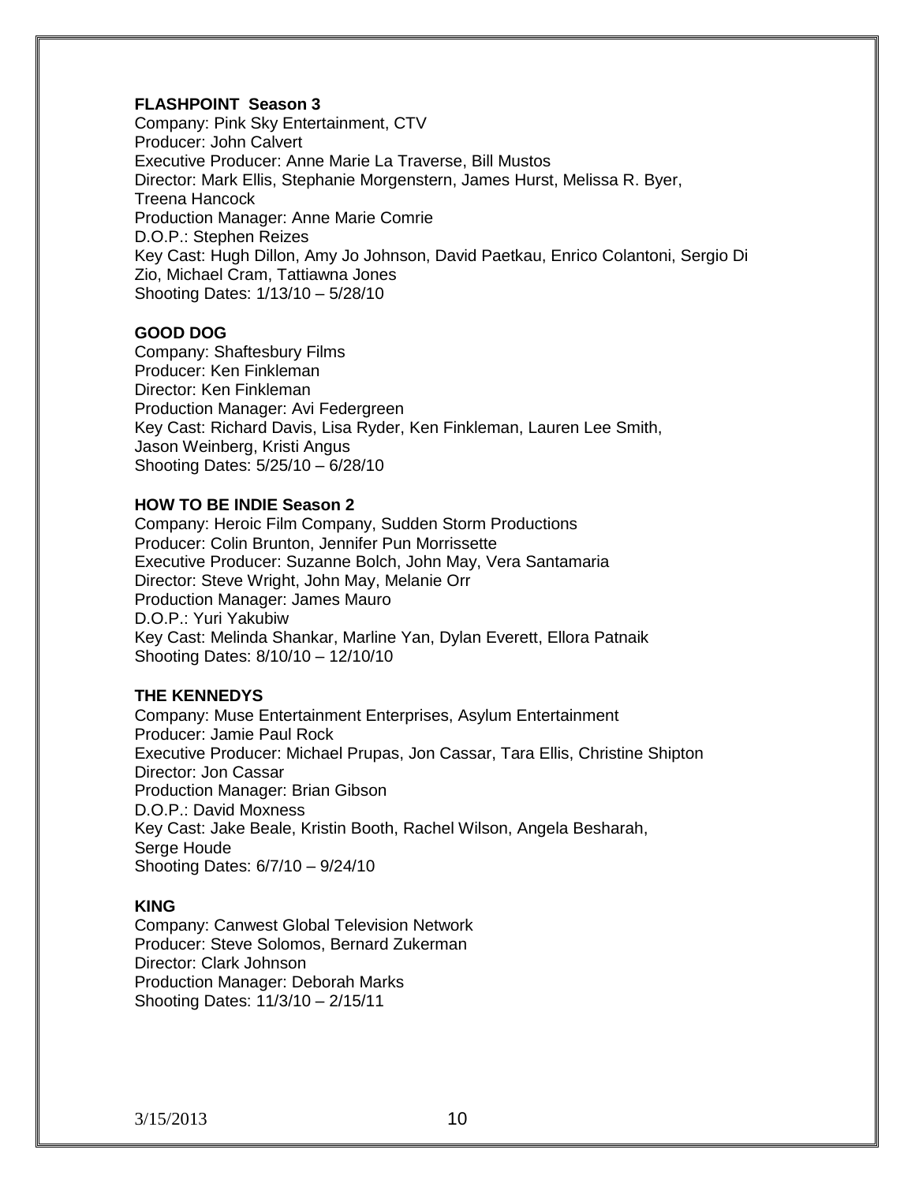**FLASHPOINT Season 3**
Company: Pink Sky Entertainment, CTV
Producer: John Calvert
Executive Producer: Anne Marie La Traverse, Bill Mustos
Director: Mark Ellis, Stephanie Morgenstern, James Hurst, Melissa R. Byer, Treena Hancock
Production Manager: Anne Marie Comrie
D.O.P.: Stephen Reizes
Key Cast: Hugh Dillon, Amy Jo Johnson, David Paetkau, Enrico Colantoni, Sergio Di Zio, Michael Cram, Tattiawna Jones
Shooting Dates: 1/13/10 – 5/28/10

**GOOD DOG**
Company: Shaftesbury Films
Producer: Ken Finkleman
Director: Ken Finkleman
Production Manager: Avi Federgreen
Key Cast: Richard Davis, Lisa Ryder, Ken Finkleman, Lauren Lee Smith, Jason Weinberg, Kristi Angus
Shooting Dates: 5/25/10 – 6/28/10

**HOW TO BE INDIE Season 2**
Company: Heroic Film Company, Sudden Storm Productions
Producer: Colin Brunton, Jennifer Pun Morrissette
Executive Producer: Suzanne Bolch, John May, Vera Santamaria
Director: Steve Wright, John May, Melanie Orr
Production Manager: James Mauro
D.O.P.: Yuri Yakubiw
Key Cast: Melinda Shankar, Marline Yan, Dylan Everett, Ellora Patnaik
Shooting Dates: 8/10/10 – 12/10/10

**THE KENNEDYS**
Company: Muse Entertainment Enterprises, Asylum Entertainment
Producer: Jamie Paul Rock
Executive Producer: Michael Prupas, Jon Cassar, Tara Ellis, Christine Shipton
Director: Jon Cassar
Production Manager: Brian Gibson
D.O.P.: David Moxness
Key Cast: Jake Beale, Kristin Booth, Rachel Wilson, Angela Besharah, Serge Houde
Shooting Dates: 6/7/10 – 9/24/10

**KING**
Company: Canwest Global Television Network
Producer: Steve Solomos, Bernard Zukerman
Director: Clark Johnson
Production Manager: Deborah Marks
Shooting Dates: 11/3/10 – 2/15/11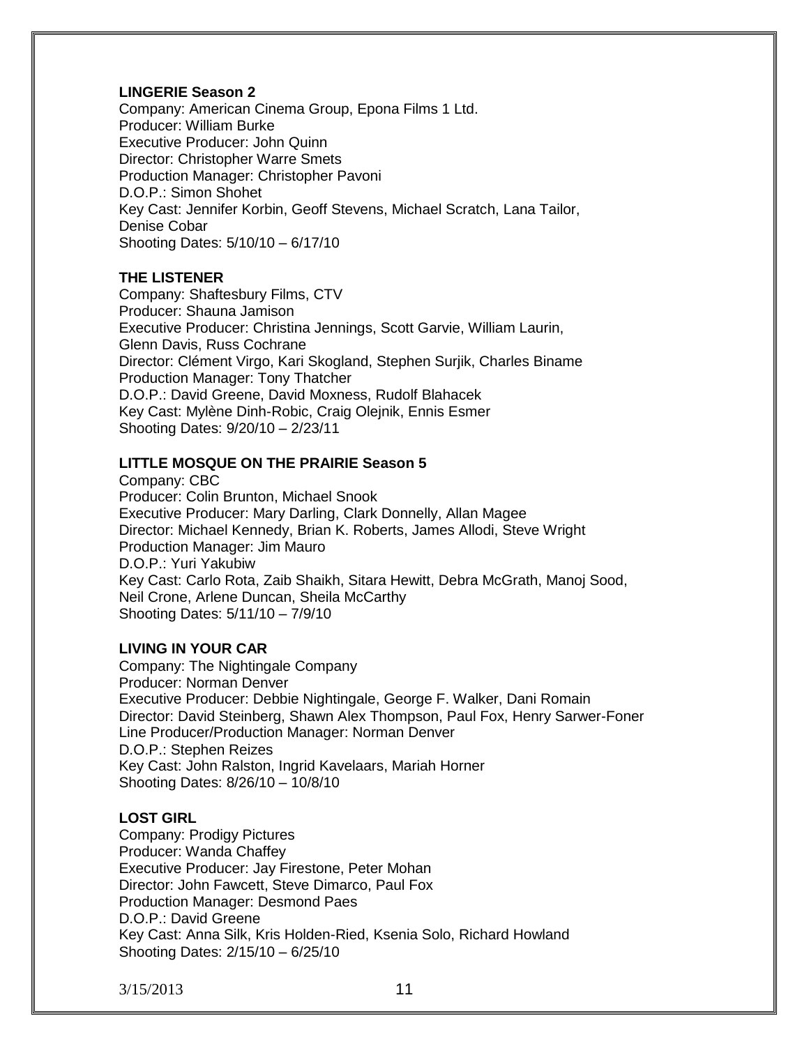**LINGERIE Season 2**
Company: American Cinema Group, Epona Films 1 Ltd.
Producer: William Burke
Executive Producer: John Quinn
Director: Christopher Warre Smets
Production Manager: Christopher Pavoni
D.O.P.: Simon Shohet
Key Cast: Jennifer Korbin, Geoff Stevens, Michael Scratch, Lana Tailor, Denise Cobar
Shooting Dates: 5/10/10 – 6/17/10

**THE LISTENER**
Company: Shaftesbury Films, CTV
Producer: Shauna Jamison
Executive Producer: Christina Jennings, Scott Garvie, William Laurin, Glenn Davis, Russ Cochrane
Director: Clément Virgo, Kari Skogland, Stephen Surjik, Charles Biname
Production Manager: Tony Thatcher
D.O.P.: David Greene, David Moxness, Rudolf Blahacek
Key Cast: Mylène Dinh-Robic, Craig Olejnik, Ennis Esmer
Shooting Dates: 9/20/10 – 2/23/11

**LITTLE MOSQUE ON THE PRAIRIE Season 5**
Company: CBC
Producer: Colin Brunton, Michael Snook
Executive Producer: Mary Darling, Clark Donnelly, Allan Magee
Director: Michael Kennedy, Brian K. Roberts, James Allodi, Steve Wright
Production Manager: Jim Mauro
D.O.P.: Yuri Yakubiw
Key Cast: Carlo Rota, Zaib Shaikh, Sitara Hewitt, Debra McGrath, Manoj Sood, Neil Crone, Arlene Duncan, Sheila McCarthy
Shooting Dates: 5/11/10 – 7/9/10

**LIVING IN YOUR CAR**
Company: The Nightingale Company
Producer: Norman Denver
Executive Producer: Debbie Nightingale, George F. Walker, Dani Romain
Director: David Steinberg, Shawn Alex Thompson, Paul Fox, Henry Sarwer-Foner
Line Producer/Production Manager: Norman Denver
D.O.P.: Stephen Reizes
Key Cast: John Ralston, Ingrid Kavelaars, Mariah Horner
Shooting Dates: 8/26/10 – 10/8/10

**LOST GIRL**
Company: Prodigy Pictures
Producer: Wanda Chaffey
Executive Producer: Jay Firestone, Peter Mohan
Director: John Fawcett, Steve Dimarco, Paul Fox
Production Manager: Desmond Paes
D.O.P.: David Greene
Key Cast: Anna Silk, Kris Holden-Ried, Ksenia Solo, Richard Howland
Shooting Dates: 2/15/10 – 6/25/10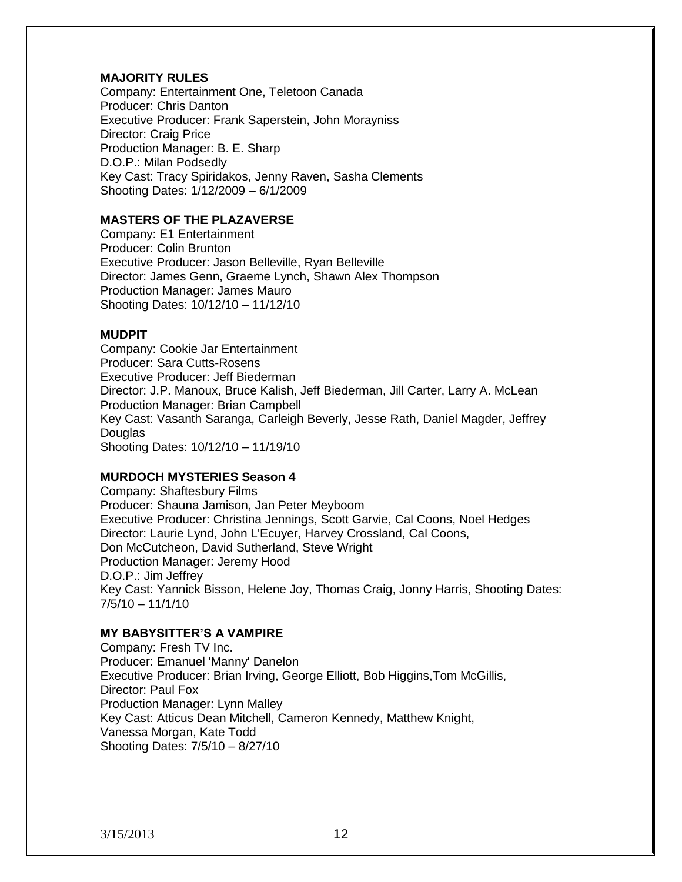**MAJORITY RULES**
Company: Entertainment One, Teletoon Canada
Producer: Chris Danton
Executive Producer: Frank Saperstein, John Morayniss
Director: Craig Price
Production Manager: B. E. Sharp
D.O.P.: Milan Podsedly
Key Cast: Tracy Spiridakos, Jenny Raven, Sasha Clements
Shooting Dates: 1/12/2009 – 6/1/2009

**MASTERS OF THE PLAZAVERSE**
Company: E1 Entertainment
Producer: Colin Brunton
Executive Producer: Jason Belleville, Ryan Belleville
Director: James Genn, Graeme Lynch, Shawn Alex Thompson
Production Manager: James Mauro
Shooting Dates: 10/12/10 – 11/12/10

**MUDPIT**
Company: Cookie Jar Entertainment
Producer: Sara Cutts-Rosens
Executive Producer: Jeff Biederman
Director: J.P. Manoux, Bruce Kalish, Jeff Biederman, Jill Carter, Larry A. McLean
Production Manager: Brian Campbell
Key Cast: Vasanth Saranga, Carleigh Beverly, Jesse Rath, Daniel Magder, Jeffrey Douglas
Shooting Dates: 10/12/10 – 11/19/10

**MURDOCH MYSTERIES Season 4**
Company: Shaftesbury Films
Producer: Shauna Jamison, Jan Peter Meyboom
Executive Producer: Christina Jennings, Scott Garvie, Cal Coons, Noel Hedges
Director: Laurie Lynd, John L'Ecuyer, Harvey Crossland, Cal Coons,
Don McCutcheon, David Sutherland, Steve Wright
Production Manager: Jeremy Hood
D.O.P.: Jim Jeffrey
Key Cast: Yannick Bisson, Helene Joy, Thomas Craig, Jonny Harris, Shooting Dates: 7/5/10 – 11/1/10

**MY BABYSITTER'S A VAMPIRE**
Company: Fresh TV Inc.
Producer: Emanuel 'Manny' Danelon
Executive Producer: Brian Irving, George Elliott, Bob Higgins,Tom McGillis,
Director: Paul Fox
Production Manager: Lynn Malley
Key Cast: Atticus Dean Mitchell, Cameron Kennedy, Matthew Knight,
Vanessa Morgan, Kate Todd
Shooting Dates: 7/5/10 – 8/27/10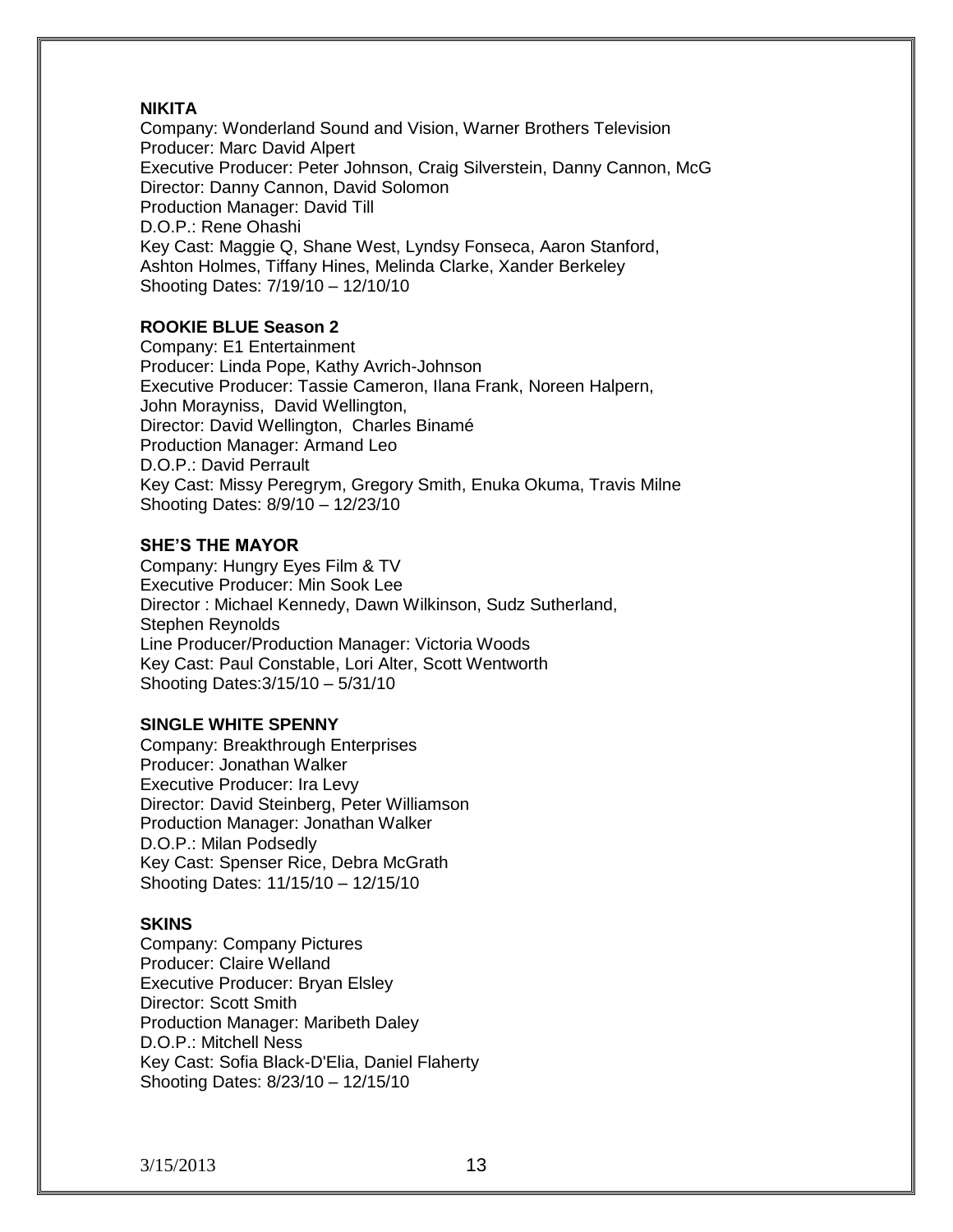**NIKITA**

Company: Wonderland Sound and Vision, Warner Brothers Television
Producer: Marc David Alpert
Executive Producer: Peter Johnson, Craig Silverstein, Danny Cannon, McG
Director: Danny Cannon, David Solomon
Production Manager: David Till
D.O.P.: Rene Ohashi
Key Cast: Maggie Q, Shane West, Lyndsy Fonseca, Aaron Stanford, Ashton Holmes, Tiffany Hines, Melinda Clarke, Xander Berkeley
Shooting Dates: 7/19/10 – 12/10/10

**ROOKIE BLUE Season 2**

Company: E1 Entertainment
Producer: Linda Pope, Kathy Avrich-Johnson
Executive Producer: Tassie Cameron, Ilana Frank, Noreen Halpern, John Morayniss, David Wellington,
Director: David Wellington, Charles Binamé
Production Manager: Armand Leo
D.O.P.: David Perrault
Key Cast: Missy Peregrym, Gregory Smith, Enuka Okuma, Travis Milne
Shooting Dates: 8/9/10 – 12/23/10

**SHE'S THE MAYOR**

Company: Hungry Eyes Film & TV
Executive Producer: Min Sook Lee
Director : Michael Kennedy, Dawn Wilkinson, Sudz Sutherland, Stephen Reynolds
Line Producer/Production Manager: Victoria Woods
Key Cast: Paul Constable, Lori Alter, Scott Wentworth
Shooting Dates:3/15/10 – 5/31/10

**SINGLE WHITE SPENNY**

Company: Breakthrough Enterprises
Producer: Jonathan Walker
Executive Producer: Ira Levy
Director: David Steinberg, Peter Williamson
Production Manager: Jonathan Walker
D.O.P.: Milan Podsedly
Key Cast: Spenser Rice, Debra McGrath
Shooting Dates: 11/15/10 – 12/15/10

**SKINS**

Company: Company Pictures
Producer: Claire Welland
Executive Producer: Bryan Elsley
Director: Scott Smith
Production Manager: Maribeth Daley
D.O.P.: Mitchell Ness
Key Cast: Sofia Black-D'Elia, Daniel Flaherty
Shooting Dates: 8/23/10 – 12/15/10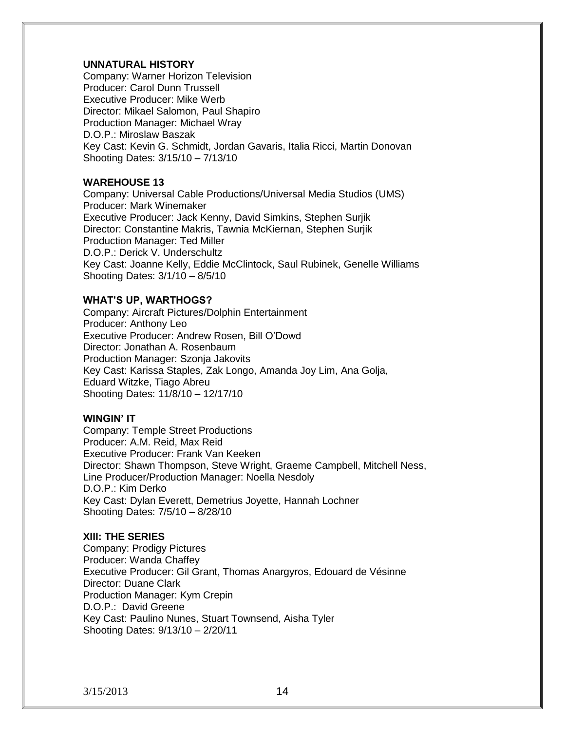**UNNATURAL HISTORY**
Company: Warner Horizon Television
Producer: Carol Dunn Trussell
Executive Producer: Mike Werb
Director: Mikael Salomon, Paul Shapiro
Production Manager: Michael Wray
D.O.P.: Miroslaw Baszak
Key Cast: Kevin G. Schmidt, Jordan Gavaris, Italia Ricci, Martin Donovan
Shooting Dates: 3/15/10 – 7/13/10

**WAREHOUSE 13**
Company: Universal Cable Productions/Universal Media Studios (UMS)
Producer: Mark Winemaker
Executive Producer: Jack Kenny, David Simkins, Stephen Surjik
Director: Constantine Makris, Tawnia McKiernan, Stephen Surjik
Production Manager: Ted Miller
D.O.P.: Derick V. Underschultz
Key Cast: Joanne Kelly, Eddie McClintock, Saul Rubinek, Genelle Williams
Shooting Dates: 3/1/10 – 8/5/10

**WHAT'S UP, WARTHOGS?**
Company: Aircraft Pictures/Dolphin Entertainment
Producer: Anthony Leo
Executive Producer: Andrew Rosen, Bill O'Dowd
Director: Jonathan A. Rosenbaum
Production Manager: Szonja Jakovits
Key Cast: Karissa Staples, Zak Longo, Amanda Joy Lim, Ana Golja, Eduard Witzke, Tiago Abreu
Shooting Dates: 11/8/10 – 12/17/10

**WINGIN' IT**
Company: Temple Street Productions
Producer: A.M. Reid, Max Reid
Executive Producer: Frank Van Keeken
Director: Shawn Thompson, Steve Wright, Graeme Campbell, Mitchell Ness,
Line Producer/Production Manager: Noella Nesdoly
D.O.P.: Kim Derko
Key Cast: Dylan Everett, Demetrius Joyette, Hannah Lochner
Shooting Dates: 7/5/10 – 8/28/10

**XIII: THE SERIES**
Company: Prodigy Pictures
Producer: Wanda Chaffey
Executive Producer: Gil Grant, Thomas Anargyros, Edouard de Vésinne
Director: Duane Clark
Production Manager: Kym Crepin
D.O.P.: David Greene
Key Cast: Paulino Nunes, Stuart Townsend, Aisha Tyler
Shooting Dates: 9/13/10 – 2/20/11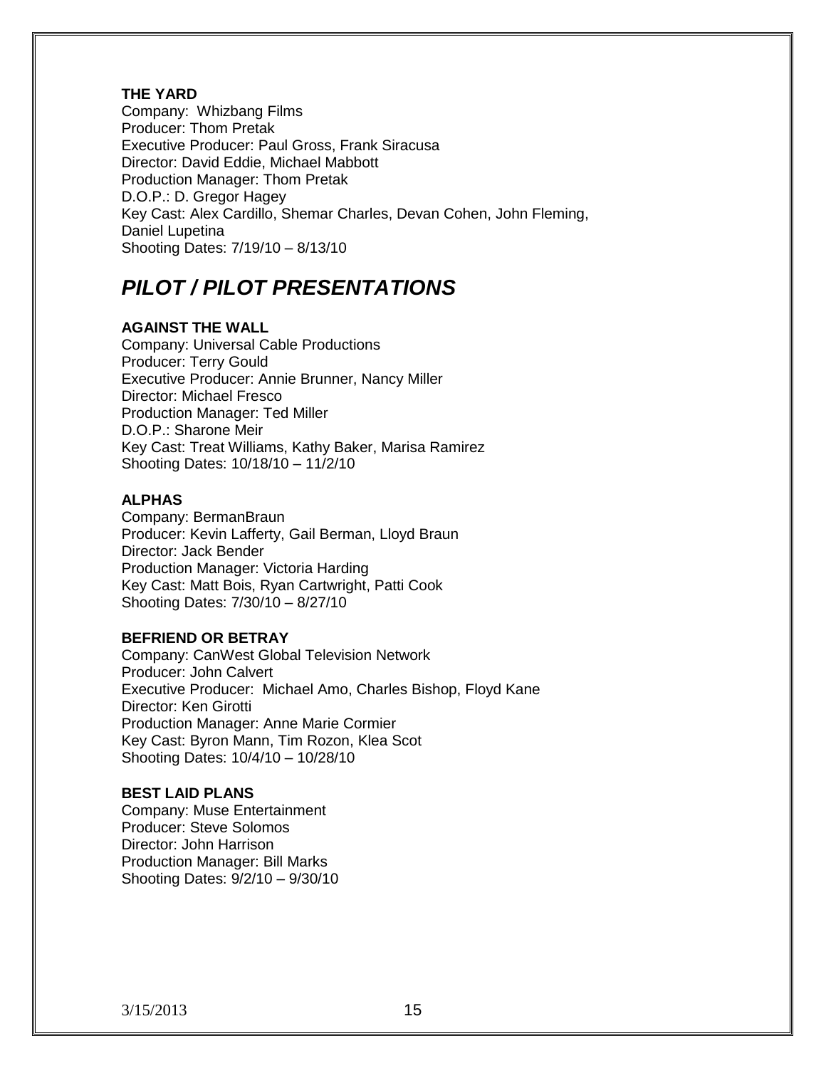**THE YARD**
Company: Whizbang Films
Producer: Thom Pretak
Executive Producer: Paul Gross, Frank Siracusa
Director: David Eddie, Michael Mabbott
Production Manager: Thom Pretak
D.O.P.: D. Gregor Hagey
Key Cast: Alex Cardillo, Shemar Charles, Devan Cohen, John Fleming, Daniel Lupetina
Shooting Dates: 7/19/10 – 8/13/10

## *PILOT / PILOT PRESENTATIONS*

**AGAINST THE WALL**
Company: Universal Cable Productions
Producer: Terry Gould
Executive Producer: Annie Brunner, Nancy Miller
Director: Michael Fresco
Production Manager: Ted Miller
D.O.P.: Sharone Meir
Key Cast: Treat Williams, Kathy Baker, Marisa Ramirez
Shooting Dates: 10/18/10 – 11/2/10

**ALPHAS**
Company: BermanBraun
Producer: Kevin Lafferty, Gail Berman, Lloyd Braun
Director: Jack Bender
Production Manager: Victoria Harding
Key Cast: Matt Bois, Ryan Cartwright, Patti Cook
Shooting Dates: 7/30/10 – 8/27/10

**BEFRIEND OR BETRAY**
Company: CanWest Global Television Network
Producer: John Calvert
Executive Producer: Michael Amo, Charles Bishop, Floyd Kane
Director: Ken Girotti
Production Manager: Anne Marie Cormier
Key Cast: Byron Mann, Tim Rozon, Klea Scot
Shooting Dates: 10/4/10 – 10/28/10

**BEST LAID PLANS**
Company: Muse Entertainment
Producer: Steve Solomos
Director: John Harrison
Production Manager: Bill Marks
Shooting Dates: 9/2/10 – 9/30/10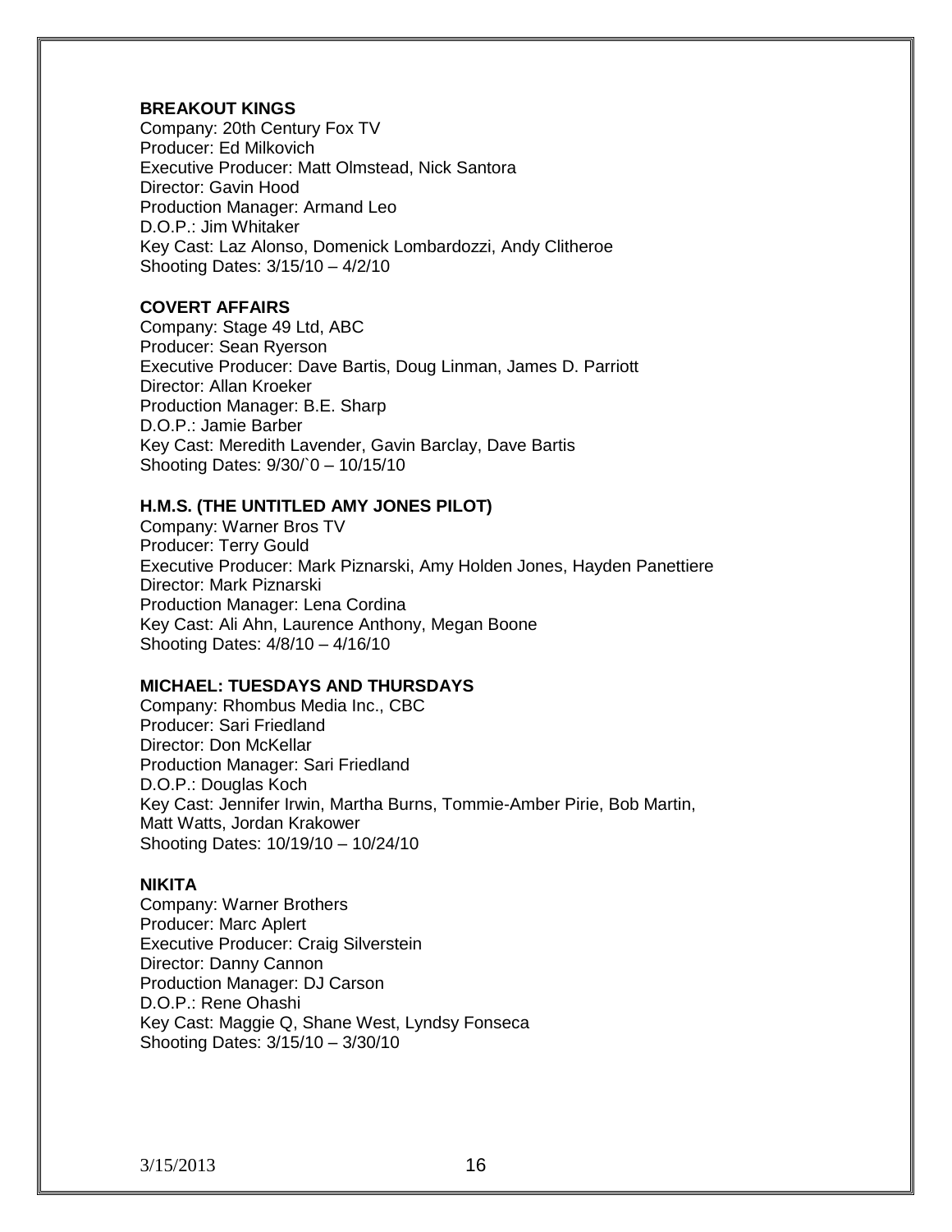**BREAKOUT KINGS**
Company: 20th Century Fox TV
Producer: Ed Milkovich
Executive Producer: Matt Olmstead, Nick Santora
Director: Gavin Hood
Production Manager: Armand Leo
D.O.P.: Jim Whitaker
Key Cast: Laz Alonso, Domenick Lombardozzi, Andy Clitheroe
Shooting Dates: 3/15/10 – 4/2/10

**COVERT AFFAIRS**
Company: Stage 49 Ltd, ABC
Producer: Sean Ryerson
Executive Producer: Dave Bartis, Doug Linman, James D. Parriott
Director: Allan Kroeker
Production Manager: B.E. Sharp
D.O.P.: Jamie Barber
Key Cast: Meredith Lavender, Gavin Barclay, Dave Bartis
Shooting Dates: 9/30/`0 – 10/15/10

**H.M.S. (THE UNTITLED AMY JONES PILOT)**
Company: Warner Bros TV
Producer: Terry Gould
Executive Producer: Mark Piznarski, Amy Holden Jones, Hayden Panettiere
Director: Mark Piznarski
Production Manager: Lena Cordina
Key Cast: Ali Ahn, Laurence Anthony, Megan Boone
Shooting Dates: 4/8/10 – 4/16/10

**MICHAEL: TUESDAYS AND THURSDAYS**
Company: Rhombus Media Inc., CBC
Producer: Sari Friedland
Director: Don McKellar
Production Manager: Sari Friedland
D.O.P.: Douglas Koch
Key Cast: Jennifer Irwin, Martha Burns, Tommie-Amber Pirie, Bob Martin, Matt Watts, Jordan Krakower
Shooting Dates: 10/19/10 – 10/24/10

**NIKITA**
Company: Warner Brothers
Producer: Marc Aplert
Executive Producer: Craig Silverstein
Director: Danny Cannon
Production Manager: DJ Carson
D.O.P.: Rene Ohashi
Key Cast: Maggie Q, Shane West, Lyndsy Fonseca
Shooting Dates: 3/15/10 – 3/30/10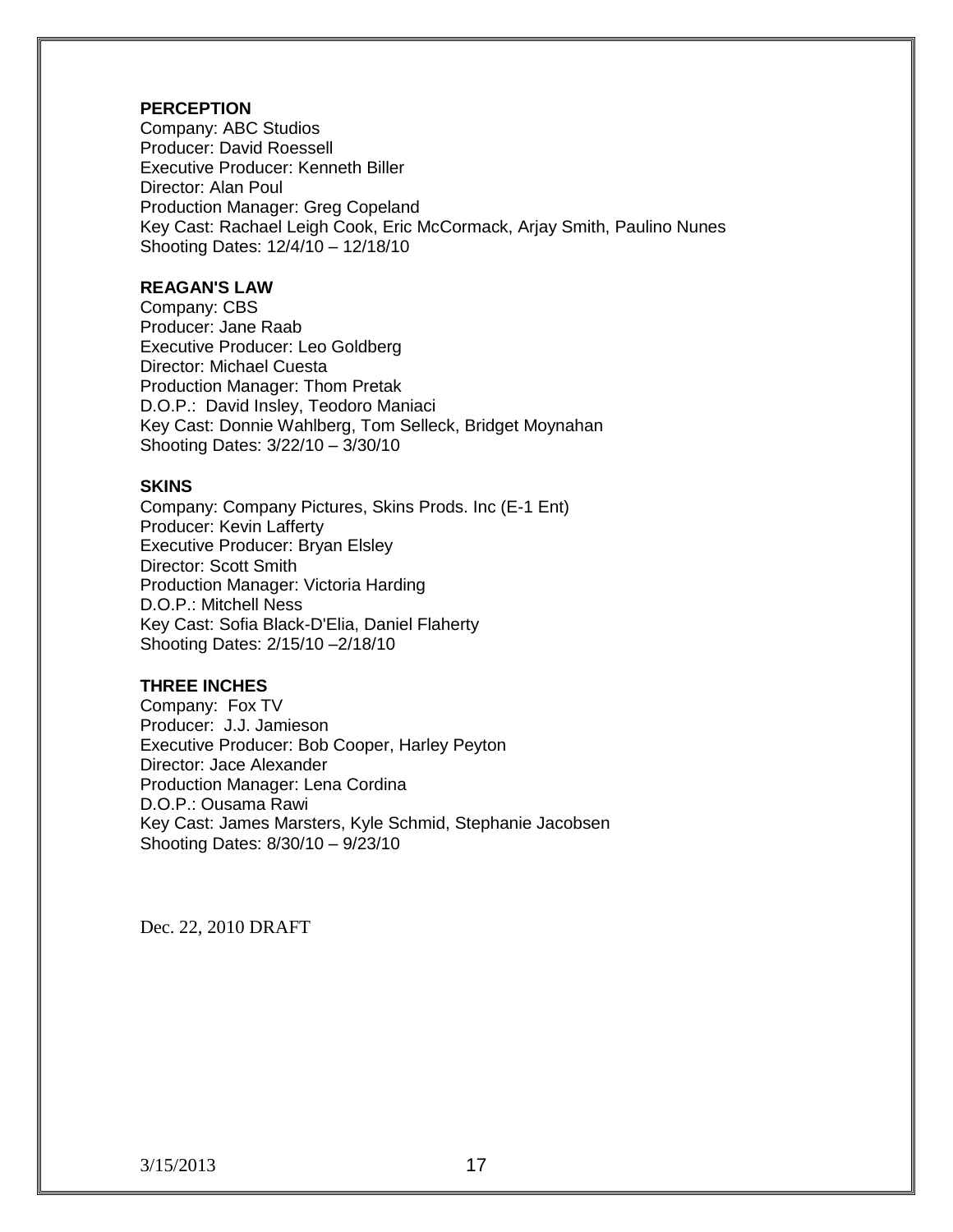**PERCEPTION**

Company: ABC Studios
Producer: David Roessell
Executive Producer: Kenneth Biller
Director: Alan Poul
Production Manager: Greg Copeland
Key Cast: Rachael Leigh Cook, Eric McCormack, Arjay Smith, Paulino Nunes
Shooting Dates: 12/4/10 – 12/18/10

**REAGAN'S LAW**

Company: CBS
Producer: Jane Raab
Executive Producer: Leo Goldberg
Director: Michael Cuesta
Production Manager: Thom Pretak
D.O.P.: David Insley, Teodoro Maniaci
Key Cast: Donnie Wahlberg, Tom Selleck, Bridget Moynahan
Shooting Dates: 3/22/10 – 3/30/10

**SKINS**

Company: Company Pictures, Skins Prods. Inc (E-1 Ent)
Producer: Kevin Lafferty
Executive Producer: Bryan Elsley
Director: Scott Smith
Production Manager: Victoria Harding
D.O.P.: Mitchell Ness
Key Cast: Sofia Black-D'Elia, Daniel Flaherty
Shooting Dates: 2/15/10 –2/18/10

**THREE INCHES**

Company: Fox TV
Producer: J.J. Jamieson
Executive Producer: Bob Cooper, Harley Peyton
Director: Jace Alexander
Production Manager: Lena Cordina
D.O.P.: Ousama Rawi
Key Cast: James Marsters, Kyle Schmid, Stephanie Jacobsen
Shooting Dates: 8/30/10 – 9/23/10

Dec. 22, 2010 DRAFT